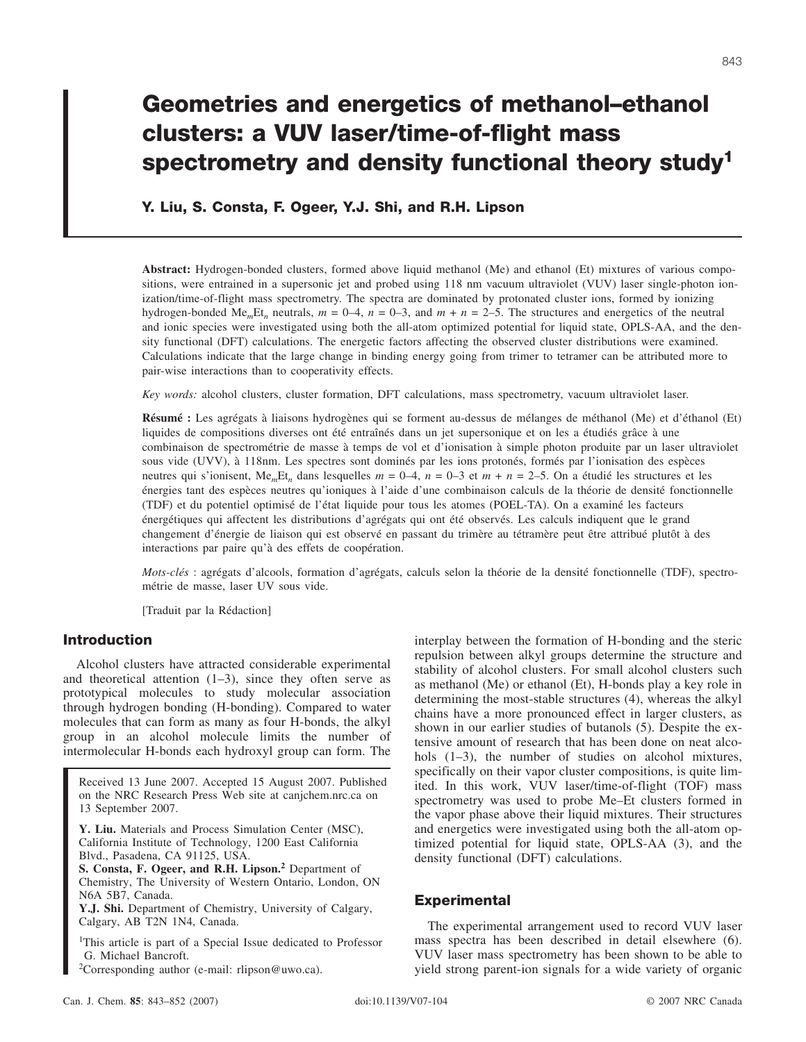# Geometries and energetics of methanol–ethanol clusters: a VUV laser/time-of-flight mass spectrometry and density functional theory study[1]

**Y. Liu, S. Consta, F. Ogeer, Y.J. Shi, and R.H. Lipson**

**Abstract:** Hydrogen-bonded clusters, formed above liquid methanol (Me) and ethanol (Et) mixtures of various compositions, were entrained in a supersonic jet and probed using 118 nm vacuum ultraviolet (VUV) laser single-photon ionization/time-of-flight mass spectrometry. The spectra are dominated by protonated cluster ions, formed by ionizing hydrogen-bonded $Me_mEt_n$ neutrals, $m = 0–4$, $n = 0–3$, and $m + n = 2–5$. The structures and energetics of the neutral and ionic species were investigated using both the all-atom optimized potential for liquid state, OPLS-AA, and the density functional (DFT) calculations. The energetic factors affecting the observed cluster distributions were examined. Calculations indicate that the large change in binding energy going from trimer to tetramer can be attributed more to pair-wise interactions than to cooperativity effects.

*Key words:* alcohol clusters, cluster formation, DFT calculations, mass spectrometry, vacuum ultraviolet laser.

**Résumé :** Les agrégats à liaisons hydrogènes qui se forment au-dessus de mélanges de méthanol (Me) et d'éthanol (Et) liquides de compositions diverses ont été entraînés dans un jet supersonique et on les a étudiés grâce à une combinaison de spectrométrie de masse à temps de vol et d'ionisation à simple photon produite par un laser ultraviolet sous vide (UVV), à 118nm. Les spectres sont dominés par les ions protonés, formés par l'ionisation des espèces neutres qui s'ionisent, $Me_mEt_n$ dans lesquelles $m = 0–4$, $n = 0–3$ et $m + n = 2–5$. On a étudié les structures et les énergies tant des espèces neutres qu'ioniques à l'aide d'une combinaison calculs de la théorie de densité fonctionnelle (TDF) et du potentiel optimisé de l'état liquide pour tous les atomes (POEL-TA). On a examiné les facteurs énergétiques qui affectent les distributions d'agrégats qui ont été observés. Les calculs indiquent que le grand changement d'énergie de liaison qui est observé en passant du trimère au tétramère peut être attribué plutôt à des interactions par paire qu'à des effets de coopération.

*Mots-clés* : agrégats d'alcools, formation d'agrégats, calculs selon la théorie de densité fonctionnelle (TDF), spectrométrie de masse, laser UV sous vide.

[Traduit par la Rédaction]

## Introduction

Alcohol clusters have attracted considerable experimental and theoretical attention (1–3), since they often serve as prototypical molecules to study molecular association through hydrogen bonding (H-bonding). Compared to water molecules that can form as many as four H-bonds, the alkyl group in an alcohol molecule limits the number of intermolecular H-bonds each hydroxyl group can form. The interplay between the formation of H-bonding and the steric repulsion between alkyl groups determine the structure and stability of alcohol clusters. For small alcohol clusters such as methanol (Me) or ethanol (Et), H-bonds play a key role in determining the most-stable structures (4), whereas the alkyl chains have a more pronounced effect in larger clusters, as shown in our earlier studies of butanols (5). Despite the extensive amount of research that has been done on neat alcohols (1–3), the number of studies on alcohol mixtures, specifically on their vapor cluster compositions, is quite limited. In this work, VUV laser/time-of-flight (TOF) mass spectrometry was used to probe Me–Et clusters formed in the vapor phase above their liquid mixtures. Their structures and energetics were investigated using both the all-atom optimized potential for liquid state, OPLS-AA (3), and the density functional (DFT) calculations.

Received 13 June 2007. Accepted 15 August 2007. Published on the NRC Research Press Web site at canjchem.nrc.ca on 13 September 2007.

**Y. Liu.** Materials and Process Simulation Center (MSC), California Institute of Technology, 1200 East California Blvd., Pasadena, CA 91125, USA.
**S. Consta, F. Ogeer, and R.H. Lipson.**[2] Department of Chemistry, The University of Western Ontario, London, ON N6A 5B7, Canada.
**Y.J. Shi.** Department of Chemistry, University of Calgary, Calgary, AB T2N 1N4, Canada.

[1]This article is part of a Special Issue dedicated to Professor G. Michael Bancroft.
[2]Corresponding author (e-mail: rlipson@uwo.ca).

## Experimental

The experimental arrangement used to record VUV laser mass spectra has been described in detail elsewhere (6). VUV laser mass spectrometry has been shown to be able to yield strong parent-ion signals for a wide variety of organic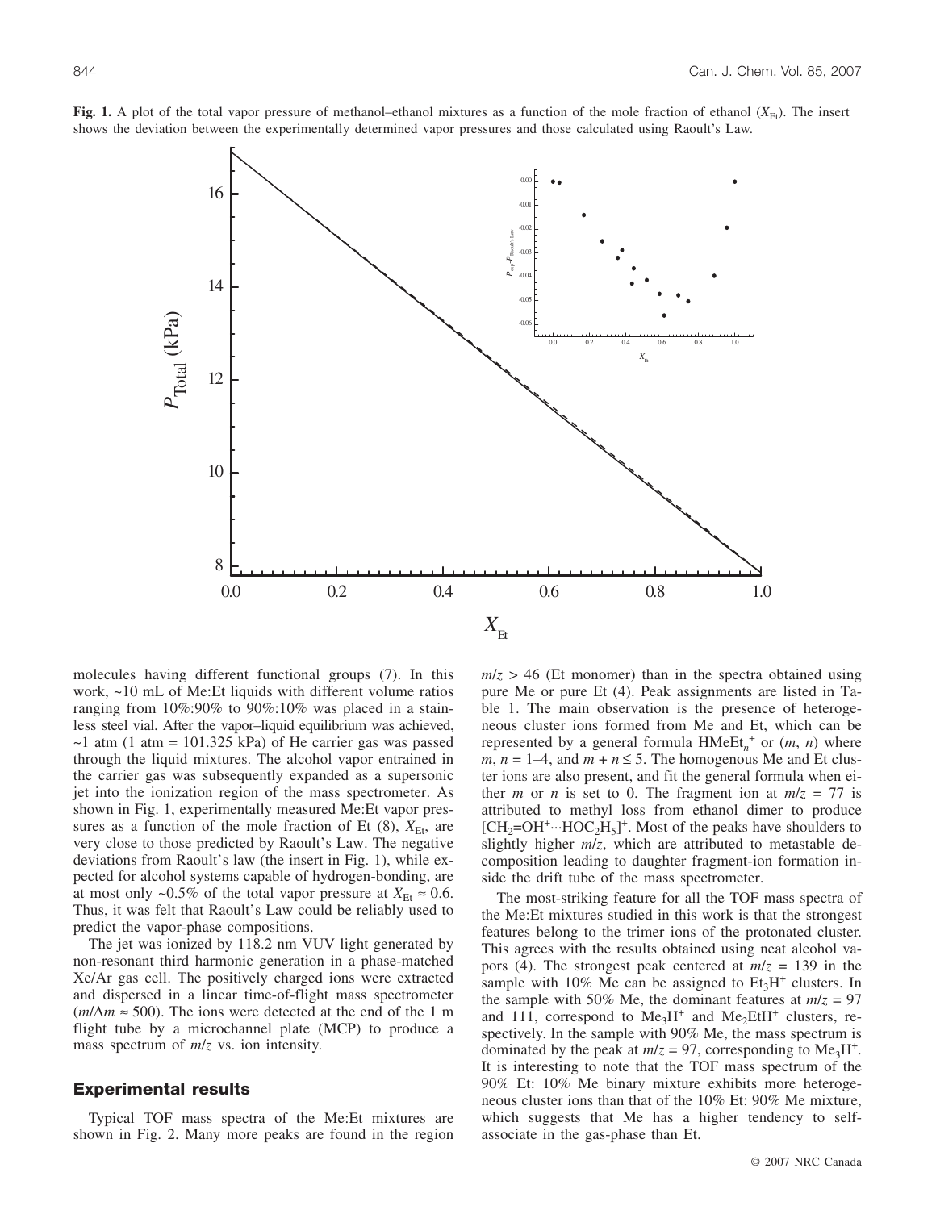**Fig. 1.** A plot of the total vapor pressure of methanol–ethanol mixtures as a function of the mole fraction of ethanol ($X_{Et}$). The insert shows the deviation between the experimentally determined vapor pressures and those calculated using Raoult's Law.

molecules having different functional groups (7). In this work, ~10 mL of Me:Et liquids with different volume ratios ranging from 10%:90% to 90%:10% was placed in a stainless steel vial. After the vapor–liquid equilibrium was achieved, ~1 atm (1 atm = 101.325 kPa) of He carrier gas was passed through the liquid mixtures. The alcohol vapor entrained in the carrier gas was subsequently expanded as a supersonic jet into the ionization region of the mass spectrometer. As shown in Fig. 1, experimentally measured Me:Et vapor pressures as a function of the mole fraction of Et (8), $X_{Et}$, are very close to those predicted by Raoult's Law. The negative deviations from Raoult's law (the insert in Fig. 1), while expected for alcohol systems capable of hydrogen-bonding, are at most only ~0.5% of the total vapor pressure at $X_{Et} \approx 0.6$. Thus, it was felt that Raoult's Law could be reliably used to predict the vapor-phase compositions.

The jet was ionized by 118.2 nm VUV light generated by non-resonant third harmonic generation in a phase-matched Xe/Ar gas cell. The positively charged ions were extracted and dispersed in a linear time-of-flight mass spectrometer ($m/\Delta m \approx 500$). The ions were detected at the end of the 1 m flight tube by a microchannel plate (MCP) to produce a mass spectrum of $m/z$ vs. ion intensity.

## Experimental results

Typical TOF mass spectra of the Me:Et mixtures are shown in Fig. 2. Many more peaks are found in the region $m/z > 46$ (Et monomer) than in the spectra obtained using pure Me or pure Et (4). Peak assignments are listed in Table 1. The main observation is the presence of heterogeneous cluster ions formed from Me and Et, which can be represented by a general formula $HMeEt_n^+$ or ($m$, $n$) where $m$, $n$ = 1–4, and $m + n \leq 5$. The homogenous Me and Et cluster ions are also present, and fit the general formula when either $m$ or $n$ is set to 0. The fragment ion at $m/z$ = 77 is attributed to methyl loss from ethanol dimer to produce $[CH_2{=}OH^+{\cdots}HOC_2H_5]^+$. Most of the peaks have shoulders to slightly higher $m/z$, which are attributed to metastable decomposition leading to daughter fragment-ion formation inside the drift tube of the mass spectrometer.

The most-striking feature for all the TOF mass spectra of the Me:Et mixtures studied in this work is that the strongest features belong to the trimer ions of the protonated cluster. This agrees with the results obtained using neat alcohol vapors (4). The strongest peak centered at $m/z$ = 139 in the sample with 10% Me can be assigned to $Et_3H^+$ clusters. In the sample with 50% Me, the dominant features at $m/z$ = 97 and 111, correspond to $Me_3H^+$ and $Me_2EtH^+$ clusters, respectively. In the sample with 90% Me, the mass spectrum is dominated by the peak at $m/z$ = 97, corresponding to $Me_3H^+$. It is interesting to note that the TOF mass spectrum of the 90% Et: 10% Me binary mixture exhibits more heterogeneous cluster ions than that of the 10% Et: 90% Me mixture, which suggests that Me has a higher tendency to self-associate in the gas-phase than Et.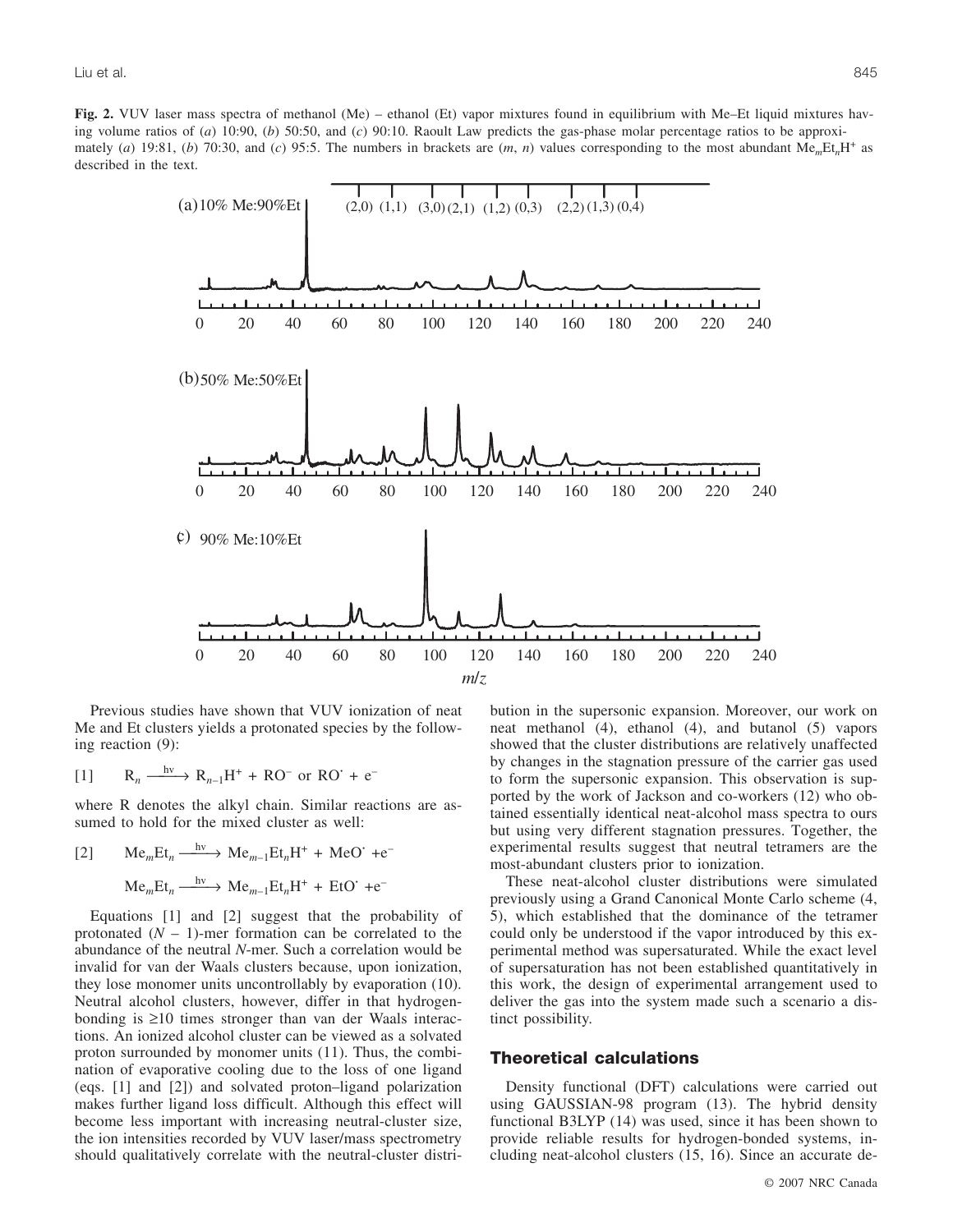**Fig. 2.** VUV laser mass spectra of methanol (Me) – ethanol (Et) vapor mixtures found in equilibrium with Me–Et liquid mixtures having volume ratios of (*a*) 10:90, (*b*) 50:50, and (*c*) 90:10. Raoult Law predicts the gas-phase molar percentage ratios to be approximately (*a*) 19:81, (*b*) 70:30, and (*c*) 95:5. The numbers in brackets are (*m*, *n*) values corresponding to the most abundant $Me_mEt_nH^+$ as described in the text.

Previous studies have shown that VUV ionization of neat Me and Et clusters yields a protonated species by the following reaction (9):

$$[1] \qquad R_n \xrightarrow{h\nu} R_{n-1}H^+ + RO^- \text{ or } RO^{\cdot} + e^-$$

where R denotes the alkyl chain. Similar reactions are assumed to hold for the mixed cluster as well:

$$[2] \qquad Me_mEt_n \xrightarrow{h\nu} Me_{m-1}Et_nH^+ + MeO^{\cdot} + e^-$$

$$Me_mEt_n \xrightarrow{h\nu} Me_{m-1}Et_nH^+ + EtO^{\cdot} + e^-$$

Equations [1] and [2] suggest that the probability of protonated ($N$ – 1)-mer formation can be correlated to the abundance of the neutral $N$-mer. Such a correlation would be invalid for van der Waals clusters because, upon ionization, they lose monomer units uncontrollably by evaporation (10). Neutral alcohol clusters, however, differ in that hydrogen-bonding is ≥10 times stronger than van der Waals interactions. An ionized alcohol cluster can be viewed as a solvated proton surrounded by monomer units (11). Thus, the combination of evaporative cooling due to the loss of one ligand (eqs. [1] and [2]) and solvated proton–ligand polarization makes further ligand loss difficult. Although this effect will become less important with increasing neutral-cluster size, the ion intensities recorded by VUV laser/mass spectrometry should qualitatively correlate with the neutral-cluster distribution in the supersonic expansion. Moreover, our work on neat methanol (4), ethanol (4), and butanol (5) vapors showed that the cluster distributions are relatively unaffected by changes in the stagnation pressure of the carrier gas used to form the supersonic expansion. This observation is supported by the work of Jackson and co-workers (12) who obtained essentially identical neat-alcohol mass spectra to ours but using very different stagnation pressures. Together, the experimental results suggest that neutral tetramers are the most-abundant clusters prior to ionization.

These neat-alcohol cluster distributions were simulated previously using a Grand Canonical Monte Carlo scheme (4, 5), which established that the dominance of the tetramer could only be understood if the vapor introduced by this experimental method was supersaturated. While the exact level of supersaturation has not been established quantitatively in this work, the design of experimental arrangement used to deliver the gas into the system made such a scenario a distinct possibility.

## Theoretical calculations

Density functional (DFT) calculations were carried out using GAUSSIAN-98 program (13). The hybrid density functional B3LYP (14) was used, since it has been shown to provide reliable results for hydrogen-bonded systems, including neat-alcohol clusters (15, 16). Since an accurate de-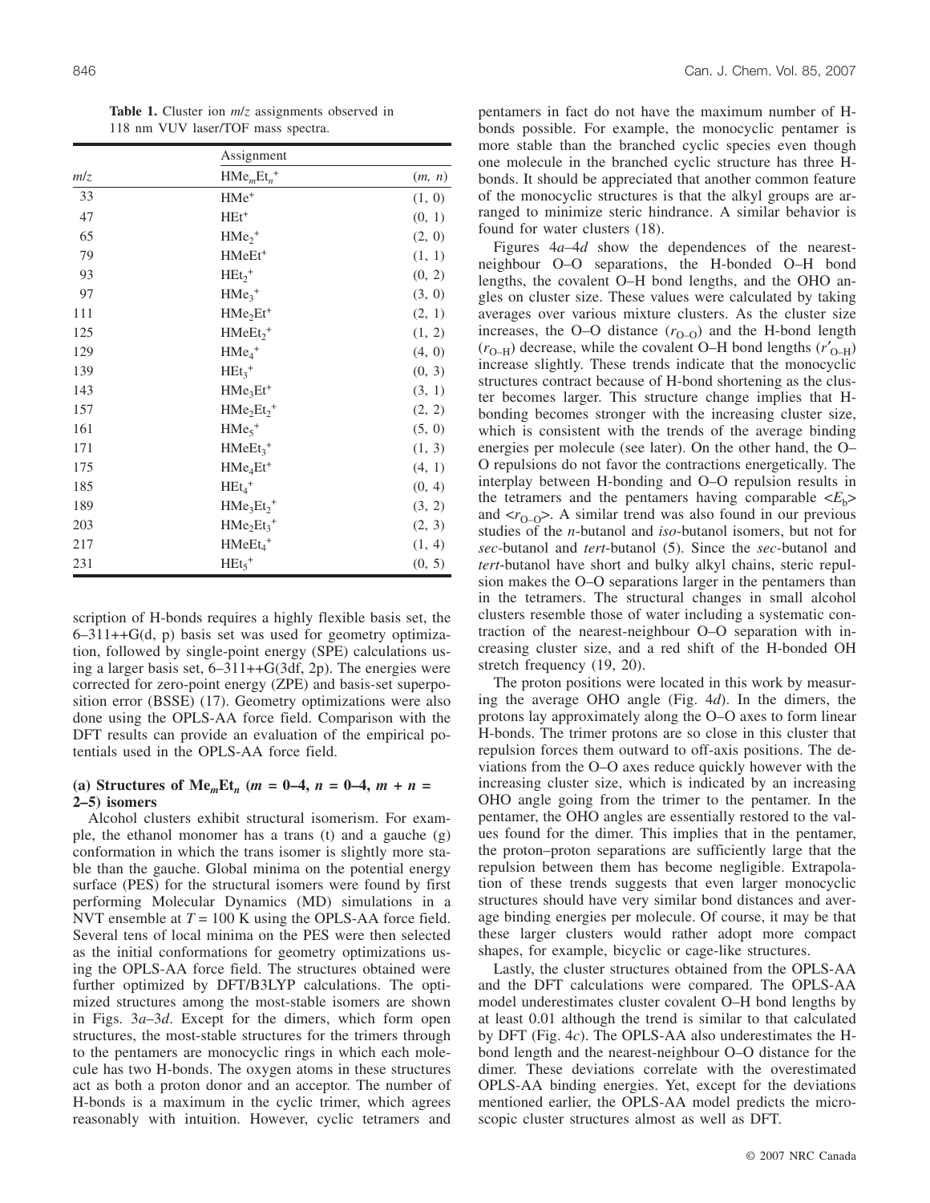**Table 1.** Cluster ion $m/z$ assignments observed in 118 nm VUV laser/TOF mass spectra.

| | Assignment | |
|---|---|---|
| $m/z$ | $HMe_mEt_n^+$ | $(m, n)$ |
| 33 | $HMe^+$ | (1, 0) |
| 47 | $HEt^+$ | (0, 1) |
| 65 | $HMe_2^+$ | (2, 0) |
| 79 | $HMeEt^+$ | (1, 1) |
| 93 | $HEt_2^+$ | (0, 2) |
| 97 | $HMe_3^+$ | (3, 0) |
| 111 | $HMe_2Et^+$ | (2, 1) |
| 125 | $HMeEt_2^+$ | (1, 2) |
| 129 | $HMe_4^+$ | (4, 0) |
| 139 | $HEt_3^+$ | (0, 3) |
| 143 | $HMe_3Et^+$ | (3, 1) |
| 157 | $HMe_2Et_2^+$ | (2, 2) |
| 161 | $HMe_5^+$ | (5, 0) |
| 171 | $HMeEt_3^+$ | (1, 3) |
| 175 | $HMe_4Et^+$ | (4, 1) |
| 185 | $HEt_4^+$ | (0, 4) |
| 189 | $HMe_3Et_2^+$ | (3, 2) |
| 203 | $HMe_2Et_3^+$ | (2, 3) |
| 217 | $HMeEt_4^+$ | (1, 4) |
| 231 | $HEt_5^+$ | (0, 5) |

scription of H-bonds requires a highly flexible basis set, the 6–311++G(d, p) basis set was used for geometry optimization, followed by single-point energy (SPE) calculations using a larger basis set, 6–311++G(3df, 2p). The energies were corrected for zero-point energy (ZPE) and basis-set superposition error (BSSE) (17). Geometry optimizations were also done using the OPLS-AA force field. Comparison with the DFT results can provide an evaluation of the empirical potentials used in the OPLS-AA force field.

### (a) Structures of $Me_mEt_n$ ($m$ = 0–4, $n$ = 0–4, $m + n$ = 2–5) isomers

Alcohol clusters exhibit structural isomerism. For example, the ethanol monomer has a trans (t) and a gauche (g) conformation in which the trans isomer is slightly more stable than the gauche. Global minima on the potential energy surface (PES) for the structural isomers were found by first performing Molecular Dynamics (MD) simulations in a NVT ensemble at $T$ = 100 K using the OPLS-AA force field. Several tens of local minima on the PES were then selected as the initial conformations for geometry optimizations using the OPLS-AA force field. The structures obtained were further optimized by DFT/B3LYP calculations. The optimized structures among the most-stable isomers are shown in Figs. 3*a*–3*d*. Except for the dimers, which form open structures, the most-stable structures for the trimers through to the pentamers are monocyclic rings in which each molecule has two H-bonds. The oxygen atoms in these structures act as both a proton donor and an acceptor. The number of H-bonds is a maximum in the cyclic trimer, which agrees reasonably with intuition. However, cyclic tetramers and pentamers in fact do not have the maximum number of H-bonds possible. For example, the monocyclic pentamer is more stable than the branched cyclic species even though one molecule in the branched cyclic structure has three H-bonds. It should be appreciated that another common feature of the monocyclic structures is that the alkyl groups are arranged to minimize steric hindrance. A similar behavior is found for water clusters (18).

Figures 4*a*–4*d* show the dependences of the nearest-neighbour O–O separations, the H-bonded O–H bond lengths, the covalent O–H bond lengths, and the OHO angles on cluster size. These values were calculated by taking averages over various mixture clusters. As the cluster size increases, the O–O distance ($r_{O-O}$) and the H-bond length ($r_{O-H}$) decrease, while the covalent O–H bond lengths ($r'_{O-H}$) increase slightly. These trends indicate that the monocyclic structures contract because of H-bond shortening as the cluster becomes larger. This structure change implies that H-bonding becomes stronger with the increasing cluster size, which is consistent with the trends of the average binding energies per molecule (see later). On the other hand, the O–O repulsions do not favor the contractions energetically. The interplay between H-bonding and O–O repulsion results in the tetramers and the pentamers having comparable $\langle E_b \rangle$ and $\langle r_{O-O} \rangle$. A similar trend was also found in our previous studies of the *n*-butanol and *iso*-butanol isomers, but not for *sec*-butanol and *tert*-butanol (5). Since the *sec*-butanol and *tert*-butanol have short and bulky alkyl chains, steric repulsion makes the O–O separations larger in the pentamers than in the tetramers. The structural changes in small alcohol clusters resemble those of water including a systematic contraction of the nearest-neighbour O–O separation with increasing cluster size, and a red shift of the H-bonded OH stretch frequency (19, 20).

The proton positions were located in this work by measuring the average OHO angle (Fig. 4*d*). In the dimers, the protons lay approximately along the O–O axes to form linear H-bonds. The trimer protons are so close in this cluster that repulsion forces them outward to off-axis positions. The deviations from the O–O axes reduce quickly however with the increasing cluster size, which is indicated by an increasing OHO angle going from the trimer to the pentamer. In the pentamer, the OHO angles are essentially restored to the values found for the dimer. This implies that in the pentamer, the proton–proton separations are sufficiently large that the repulsion between them has become negligible. Extrapolation of these trends suggests that even larger monocyclic structures should have very similar bond distances and average binding energies per molecule. Of course, it may be that these larger clusters would rather adopt more compact shapes, for example, bicyclic or cage-like structures.

Lastly, the cluster structures obtained from the OPLS-AA and the DFT calculations were compared. The OPLS-AA model underestimates cluster covalent O–H bond lengths by at least 0.01 although the trend is similar to that calculated by DFT (Fig. 4*c*). The OPLS-AA also underestimates the H-bond length and the nearest-neighbour O–O distance for the dimer. These deviations correlate with the overestimated OPLS-AA binding energies. Yet, except for the deviations mentioned earlier, the OPLS-AA model predicts the microscopic cluster structures almost as well as DFT.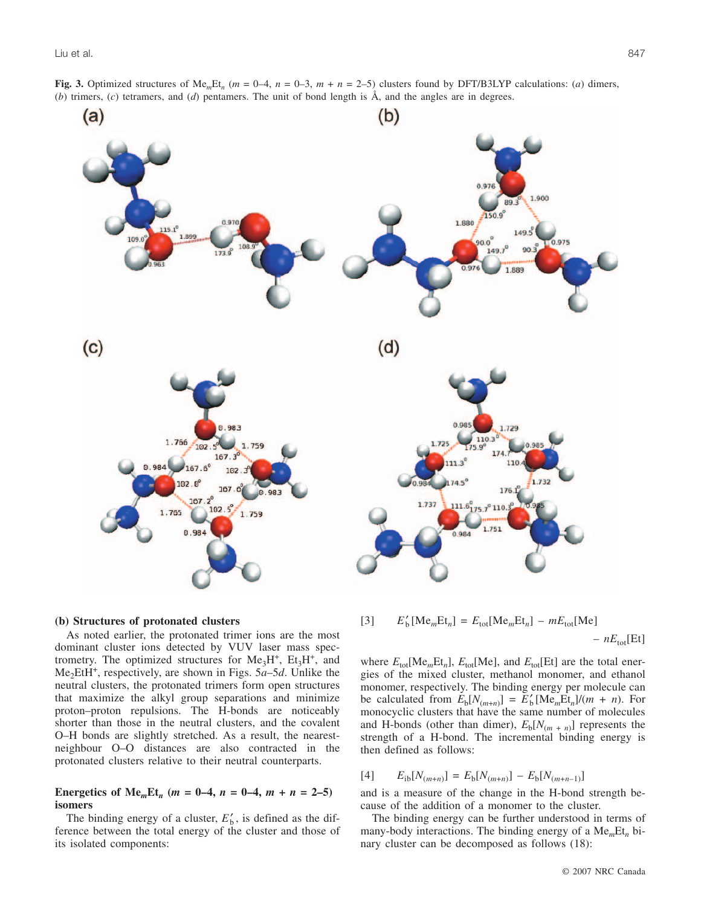**Fig. 3.** Optimized structures of $Me_mEt_n$ ($m$ = 0–4, $n$ = 0–3, $m + n$ = 2–5) clusters found by DFT/B3LYP calculations: (*a*) dimers, (*b*) trimers, (*c*) tetramers, and (*d*) pentamers. The unit of bond length is Å, and the angles are in degrees.

### (b) Structures of protonated clusters

As noted earlier, the protonated trimer ions are the most dominant cluster ions detected by VUV laser mass spectrometry. The optimized structures for $Me_3H^+$, $Et_3H^+$, and $Me_2EtH^+$, respectively, are shown in Figs. 5*a*–5*d*. Unlike the neutral clusters, the protonated trimers form open structures that maximize the alkyl group separations and minimize proton–proton repulsions. The H-bonds are noticeably shorter than those in the neutral clusters, and the covalent O–H bonds are slightly stretched. As a result, the nearest-neighbour O–O distances are also contracted in the protonated clusters relative to their neutral counterparts.

## Energetics of $Me_mEt_n$ ($m$ = 0–4, $n$ = 0–4, $m + n$ = 2–5) isomers

The binding energy of a cluster, $E'_b$, is defined as the difference between the total energy of the cluster and those of its isolated components:

$$[3] \qquad E'_b[Me_mEt_n] = E_{tot}[Me_mEt_n] - mE_{tot}[Me] - nE_{tot}[Et]$$

where $E_{tot}[Me_mEt_n]$, $E_{tot}[Me]$, and $E_{tot}[Et]$ are the total energies of the mixed cluster, methanol monomer, and ethanol monomer, respectively. The binding energy per molecule can be calculated from $E_b[N_{(m+n)}] = E'_b[Me_mEt_n]/(m + n)$. For monocyclic clusters that have the same number of molecules and H-bonds (other than dimer), $E_b[N_{(m+n)}]$ represents the strength of a H-bond. The incremental binding energy is then defined as follows:

$$[4] \qquad E_{ib}[N_{(m+n)}] = E_b[N_{(m+n)}] - E_b[N_{(m+n-1)}]$$

and is a measure of the change in the H-bond strength because of the addition of a monomer to the cluster.

The binding energy can be further understood in terms of many-body interactions. The binding energy of a $Me_mEt_n$ binary cluster can be decomposed as follows (18):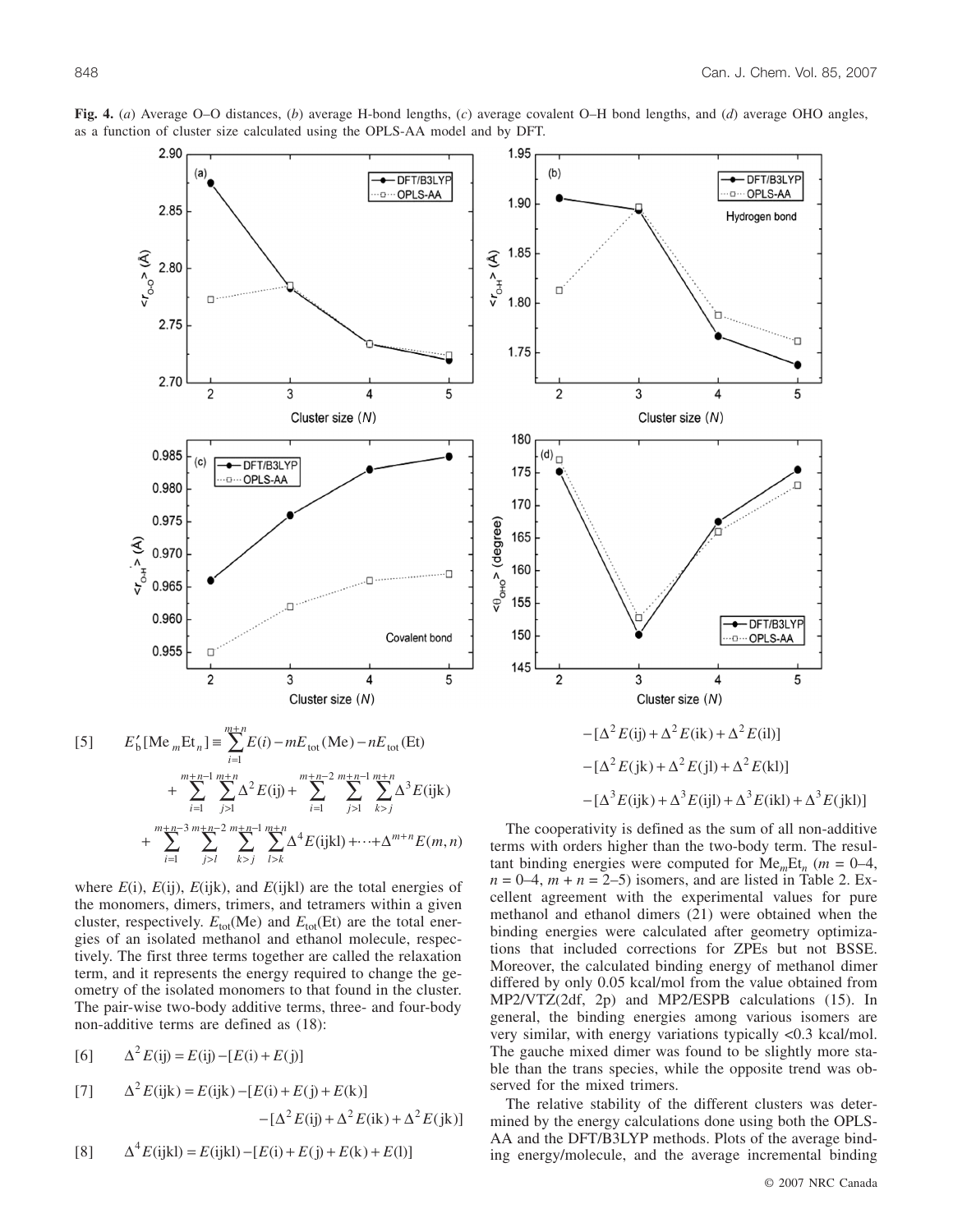**Fig. 4.** (*a*) Average O–O distances, (*b*) average H-bond lengths, (*c*) average covalent O–H bond lengths, and (*d*) average OHO angles, as a function of cluster size calculated using the OPLS-AA model and by DFT.

$$E'_b[\mathrm{Me}_m\mathrm{Et}_n] \equiv \sum_{i=1}^{m+n} E(i) - mE_{\mathrm{tot}}(\mathrm{Me}) - nE_{\mathrm{tot}}(\mathrm{Et}) + \sum_{i=1}^{m+n-1}\sum_{j>1}^{m+n}\Delta^2 E(\mathrm{ij}) + \sum_{i=1}^{m+n-2}\sum_{j>1}^{m+n-1}\sum_{k>j}^{m+n}\Delta^3 E(\mathrm{ijk}) + \sum_{i=1}^{m+n-3}\sum_{j>l}^{m+n-2}\sum_{k>j}^{m+n-1}\sum_{l>k}^{m+n}\Delta^4 E(\mathrm{ijkl}) + \cdots + \Delta^{m+n}E(m,n) \tag{5}$$

where $E(\mathrm{i})$, $E(\mathrm{ij})$, $E(\mathrm{ijk})$, and $E(\mathrm{ijkl})$ are the total energies of the monomers, dimers, trimers, and tetramers within a given cluster, respectively. $E_{\mathrm{tot}}(\mathrm{Me})$ and $E_{\mathrm{tot}}(\mathrm{Et})$ are the total energies of an isolated methanol and ethanol molecule, respectively. The first three terms together are called the relaxation term, and it represents the energy required to change the geometry of the isolated monomers to that found in the cluster. The pair-wise two-body additive terms, three- and four-body non-additive terms are defined as (18):

$$\Delta^2 E(\mathrm{ij}) = E(\mathrm{ij}) - [E(\mathrm{i}) + E(\mathrm{j})] \tag{6}$$

$$\Delta^2 E(\mathrm{ijk}) = E(\mathrm{ijk}) - [E(\mathrm{i}) + E(\mathrm{j}) + E(\mathrm{k})] - [\Delta^2 E(\mathrm{ij}) + \Delta^2 E(\mathrm{ik}) + \Delta^2 E(\mathrm{jk})] \tag{7}$$

$$\Delta^4 E(\mathrm{ijkl}) = E(\mathrm{ijkl}) - [E(\mathrm{i}) + E(\mathrm{j}) + E(\mathrm{k}) + E(\mathrm{l})] - [\Delta^2 E(\mathrm{ij}) + \Delta^2 E(\mathrm{ik}) + \Delta^2 E(\mathrm{il})] - [\Delta^2 E(\mathrm{jk}) + \Delta^2 E(\mathrm{jl}) + \Delta^2 E(\mathrm{kl})] - [\Delta^3 E(\mathrm{ijk}) + \Delta^3 E(\mathrm{ijl}) + \Delta^3 E(\mathrm{ikl}) + \Delta^3 E(\mathrm{jkl})] \tag{8}$$

The cooperativity is defined as the sum of all non-additive terms with orders higher than the two-body term. The resultant binding energies were computed for $\mathrm{Me}_m\mathrm{Et}_n$ ($m$ = 0–4, $n$ = 0–4, $m + n$ = 2–5) isomers, and are listed in Table 2. Excellent agreement with the experimental values for pure methanol and ethanol dimers (21) were obtained when the binding energies were calculated after geometry optimizations that included corrections for ZPEs but not BSSE. Moreover, the calculated binding energy of methanol dimer differed by only 0.05 kcal/mol from the value obtained from MP2/VTZ(2df, 2p) and MP2/ESPB calculations (15). In general, the binding energies among various isomers are very similar, with energy variations typically <0.3 kcal/mol. The gauche mixed dimer was found to be slightly more stable than the trans species, while the opposite trend was observed for the mixed trimers.

The relative stability of the different clusters was determined by the energy calculations done using both the OPLS-AA and the DFT/B3LYP methods. Plots of the average binding energy/molecule, and the average incremental binding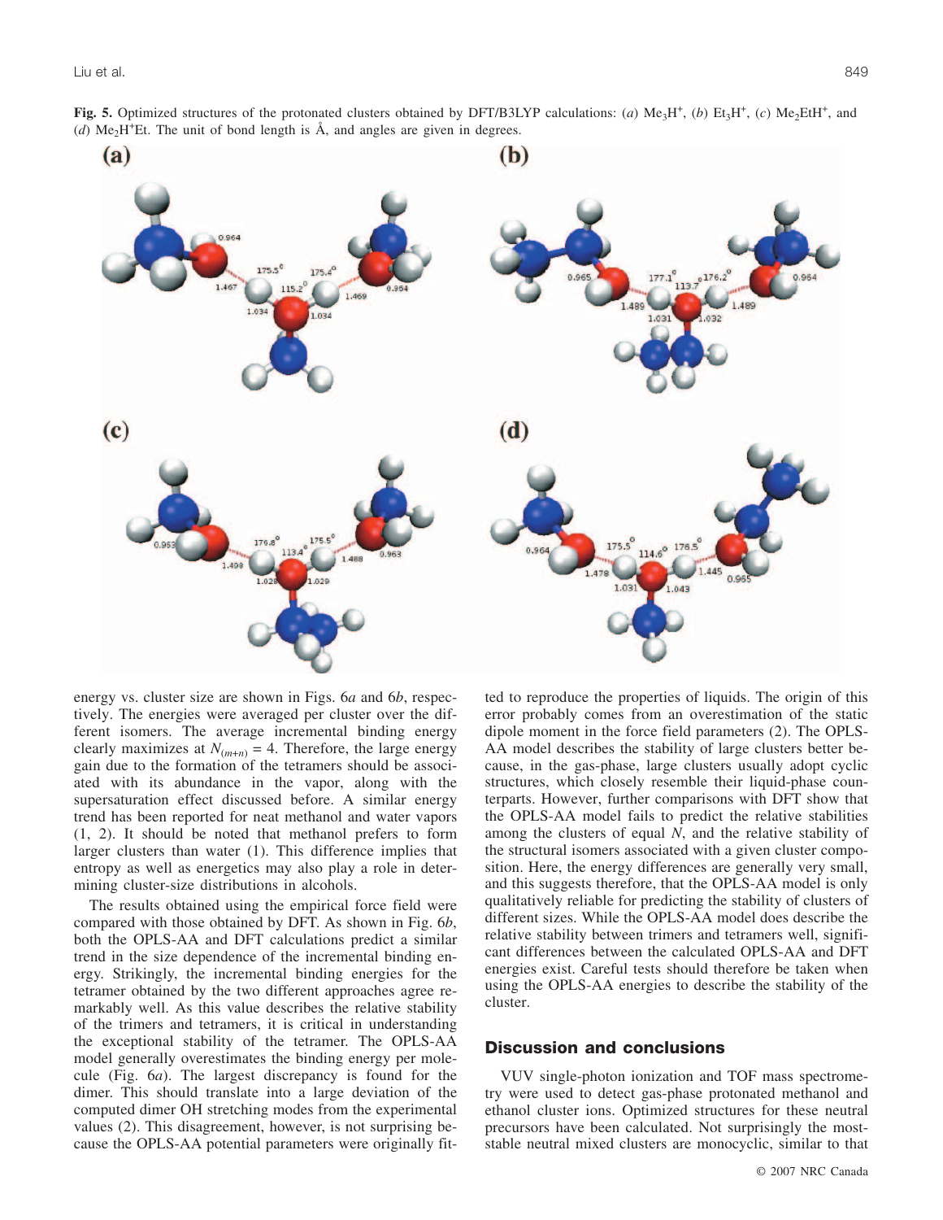**Fig. 5.** Optimized structures of the protonated clusters obtained by DFT/B3LYP calculations: (*a*) $Me_3H^+$, (*b*) $Et_3H^+$, (*c*) $Me_2EtH^+$, and (*d*) $Me_2H^+Et$. The unit of bond length is Å, and angles are given in degrees.

energy vs. cluster size are shown in Figs. 6*a* and 6*b*, respectively. The energies were averaged per cluster over the different isomers. The average incremental binding energy clearly maximizes at $N_{(m+n)} = 4$. Therefore, the large energy gain due to the formation of the tetramers should be associated with its abundance in the vapor, along with the supersaturation effect discussed before. A similar energy trend has been reported for neat methanol and water vapors (1, 2). It should be noted that methanol prefers to form larger clusters than water (1). This difference implies that entropy as well as energetics may also play a role in determining cluster-size distributions in alcohols.

The results obtained using the empirical force field were compared with those obtained by DFT. As shown in Fig. 6*b*, both the OPLS-AA and DFT calculations predict a similar trend in the size dependence of the incremental binding energy. Strikingly, the incremental binding energies for the tetramer obtained by the two different approaches agree remarkably well. As this value describes the relative stability of the trimers and tetramers, it is critical in understanding the exceptional stability of the tetramer. The OPLS-AA model generally overestimates the binding energy per molecule (Fig. 6*a*). The largest discrepancy is found for the dimer. This should translate into a large deviation of the computed dimer OH stretching modes from the experimental values (2). This disagreement, however, is not surprising because the OPLS-AA potential parameters were originally fitted to reproduce the properties of liquids. The origin of this error probably comes from an overestimation of the static dipole moment in the force field parameters (2). The OPLS-AA model describes the stability of large clusters better because, in the gas-phase, large clusters usually adopt cyclic structures, which closely resemble their liquid-phase counterparts. However, further comparisons with DFT show that the OPLS-AA model fails to predict the relative stabilities among the clusters of equal *N*, and the relative stability of the structural isomers associated with a given cluster composition. Here, the energy differences are generally very small, and this suggests therefore, that the OPLS-AA model is only qualitatively reliable for predicting the stability of clusters of different sizes. While the OPLS-AA model does describe the relative stability between trimers and tetramers well, significant differences between the calculated OPLS-AA and DFT energies exist. Careful tests should therefore be taken when using the OPLS-AA energies to describe the stability of the cluster.

## Discussion and conclusions

VUV single-photon ionization and TOF mass spectrometry were used to detect gas-phase protonated methanol and ethanol cluster ions. Optimized structures for these neutral precursors have been calculated. Not surprisingly the most-stable neutral mixed clusters are monocyclic, similar to that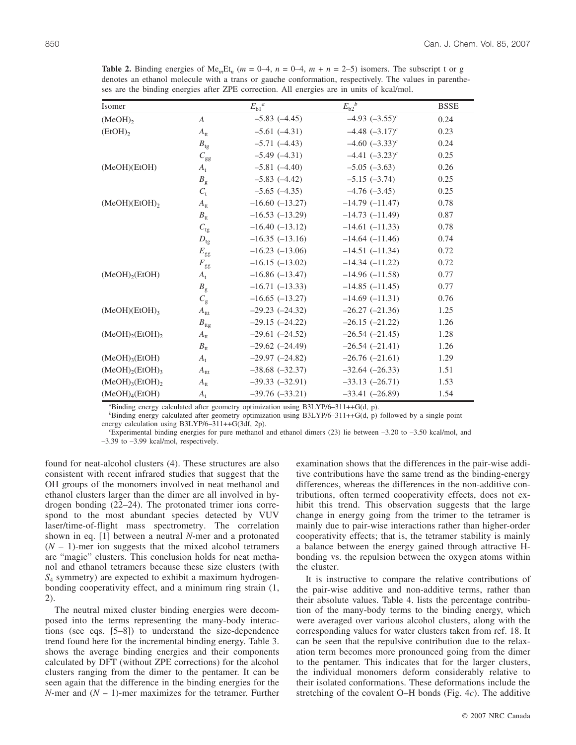**Table 2.** Binding energies of $Me_mEt_n$ ($m$ = 0–4, $n$ = 0–4, $m + n$ = 2–5) isomers. The subscript t or g denotes an ethanol molecule with a trans or gauche conformation, respectively. The values in parentheses are the binding energies after ZPE correction. All energies are in units of kcal/mol.

| Isomer | | $E_{b1}$[a] | $E_{b2}$[b] | BSSE |
|---|---|---|---|---|
| $(MeOH)_2$ | $A$ | −5.83 (−4.45) | −4.93 (−3.55)[c] | 0.24 |
| $(EtOH)_2$ | $A_{tt}$ | −5.61 (−4.31) | −4.48 (−3.17)[c] | 0.23 |
| | $B_{tg}$ | −5.71 (−4.43) | −4.60 (−3.33)[c] | 0.24 |
| | $C_{gg}$ | −5.49 (−4.31) | −4.41 (−3.23)[c] | 0.25 |
| (MeOH)(EtOH) | $A_t$ | −5.81 (−4.40) | −5.05 (−3.63) | 0.26 |
| | $B_g$ | −5.83 (−4.42) | −5.15 (−3.74) | 0.25 |
| | $C_t$ | −5.65 (−4.35) | −4.76 (−3.45) | 0.25 |
| $(MeOH)(EtOH)_2$ | $A_{tt}$ | −16.60 (−13.27) | −14.79 (−11.47) | 0.78 |
| | $B_{tt}$ | −16.53 (−13.29) | −14.73 (−11.49) | 0.87 |
| | $C_{tg}$ | −16.40 (−13.12) | −14.61 (−11.33) | 0.78 |
| | $D_{tg}$ | −16.35 (−13.16) | −14.64 (−11.46) | 0.74 |
| | $E_{gg}$ | −16.23 (−13.06) | −14.51 (−11.34) | 0.72 |
| | $F_{gg}$ | −16.15 (−13.02) | −14.34 (−11.22) | 0.72 |
| $(MeOH)_2(EtOH)$ | $A_t$ | −16.86 (−13.47) | −14.96 (−11.58) | 0.77 |
| | $B_g$ | −16.71 (−13.33) | −14.85 (−11.45) | 0.77 |
| | $C_g$ | −16.65 (−13.27) | −14.69 (−11.31) | 0.76 |
| $(MeOH)(EtOH)_3$ | $A_{ttt}$ | −29.23 (−24.32) | −26.27 (−21.36) | 1.25 |
| | $B_{ttg}$ | −29.15 (−24.22) | −26.15 (−21.22) | 1.26 |
| $(MeOH)_2(EtOH)_2$ | $A_{tt}$ | −29.61 (−24.52) | −26.54 (−21.45) | 1.28 |
| | $B_{tt}$ | −29.62 (−24.49) | −26.54 (−21.41) | 1.26 |
| $(MeOH)_3(EtOH)$ | $A_t$ | −29.97 (−24.82) | −26.76 (−21.61) | 1.29 |
| $(MeOH)_2(EtOH)_3$ | $A_{ttt}$ | −38.68 (−32.37) | −32.64 (−26.33) | 1.51 |
| $(MeOH)_3(EtOH)_2$ | $A_{tt}$ | −39.33 (−32.91) | −33.13 (−26.71) | 1.53 |
| $(MeOH)_4(EtOH)$ | $A_t$ | −39.76 (−33.21) | −33.41 (−26.89) | 1.54 |

[a]Binding energy calculated after geometry optimization using B3LYP/6–311++G(d, p).
[b]Binding energy calculated after geometry optimization using B3LYP/6–311++G(d, p) followed by a single point energy calculation using B3LYP/6–311++G(3df, 2p).
[c]Experimental binding energies for pure methanol and ethanol dimers (23) lie between −3.20 to −3.50 kcal/mol, and −3.39 to −3.99 kcal/mol, respectively.

found for neat-alcohol clusters (4). These structures are also consistent with recent infrared studies that suggest that the OH groups of the monomers involved in neat methanol and ethanol clusters larger than the dimer are all involved in hydrogen bonding (22–24). The protonated trimer ions correspond to the most abundant species detected by VUV laser/time-of-flight mass spectrometry. The correlation shown in eq. [1] between a neutral $N$-mer and a protonated $(N - 1)$-mer ion suggests that the mixed alcohol tetramers are "magic" clusters. This conclusion holds for neat methanol and ethanol tetramers because these size clusters (with $S_4$ symmetry) are expected to exhibit a maximum hydrogen-bonding cooperativity effect, and a minimum ring strain (1, 2).

The neutral mixed cluster binding energies were decomposed into the terms representing the many-body interactions (see eqs. [5–8]) to understand the size-dependence trend found here for the incremental binding energy. Table 3. shows the average binding energies and their components calculated by DFT (without ZPE corrections) for the alcohol clusters ranging from the dimer to the pentamer. It can be seen again that the difference in the binding energies for the $N$-mer and $(N - 1)$-mer maximizes for the tetramer. Further examination shows that the differences in the pair-wise additive contributions have the same trend as the binding-energy differences, whereas the differences in the non-additive contributions, often termed cooperativity effects, does not exhibit this trend. This observation suggests that the large change in energy going from the trimer to the tetramer is mainly due to pair-wise interactions rather than higher-order cooperativity effects; that is, the tetramer stability is mainly a balance between the energy gained through attractive H-bonding vs. the repulsion between the oxygen atoms within the cluster.

It is instructive to compare the relative contributions of the pair-wise additive and non-additive terms, rather than their absolute values. Table 4. lists the percentage contribution of the many-body terms to the binding energy, which were averaged over various alcohol clusters, along with the corresponding values for water clusters taken from ref. 18. It can be seen that the repulsive contribution due to the relaxation term becomes more pronounced going from the dimer to the pentamer. This indicates that for the larger clusters, the individual monomers deform considerably relative to their isolated conformations. These deformations include the stretching of the covalent O–H bonds (Fig. 4$c$). The additive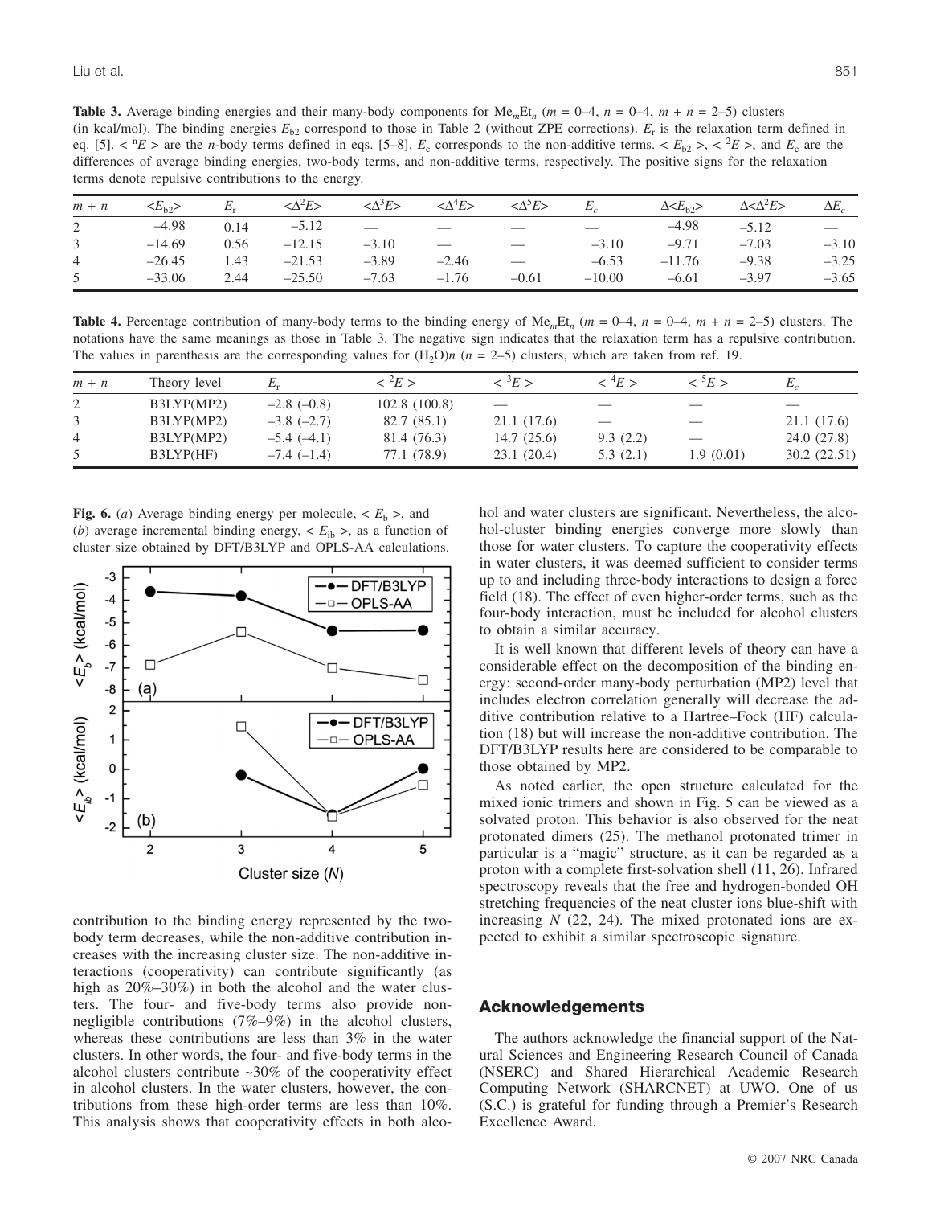**Table 3.** Average binding energies and their many-body components for $Me_mEt_n$ ($m$ = 0–4, $n$ = 0–4, $m + n$ = 2–5) clusters (in kcal/mol). The binding energies $E_{b2}$ correspond to those in Table 2 (without ZPE corrections). $E_r$ is the relaxation term defined in eq. [5]. $< {}^nE >$ are the $n$-body terms defined in eqs. [5–8]. $E_c$ corresponds to the non-additive terms. $< E_{b2} >$, $< {}^2E >$, and $E_c$ are the differences of average binding energies, two-body terms, and non-additive terms, respectively. The positive signs for the relaxation terms denote repulsive contributions to the energy.

| $m + n$ | $<E_{b2}>$ | $E_r$ | $<\Delta^2E>$ | $<\Delta^3E>$ | $<\Delta^4E>$ | $<\Delta^5E>$ | $E_c$ | $\Delta<E_{b2}>$ | $\Delta<\Delta^2E>$ | $\Delta E_c$ |
|---|---|---|---|---|---|---|---|---|---|---|
| 2 | –4.98 | 0.14 | –5.12 | — | — | — | — | –4.98 | –5.12 | — |
| 3 | –14.69 | 0.56 | –12.15 | –3.10 | — | — | –3.10 | –9.71 | –7.03 | –3.10 |
| 4 | –26.45 | 1.43 | –21.53 | –3.89 | –2.46 | — | –6.53 | –11.76 | –9.38 | –3.25 |
| 5 | –33.06 | 2.44 | –25.50 | –7.63 | –1.76 | –0.61 | –10.00 | –6.61 | –3.97 | –3.65 |

**Table 4.** Percentage contribution of many-body terms to the binding energy of $Me_mEt_n$ ($m$ = 0–4, $n$ = 0–4, $m + n$ = 2–5) clusters. The notations have the same meanings as those in Table 3. The negative sign indicates that the relaxation term has a repulsive contribution. The values in parenthesis are the corresponding values for $(H_2O)n$ ($n$ = 2–5) clusters, which are taken from ref. 19.

| $m + n$ | Theory level | $E_r$ | $< {}^2E >$ | $< {}^3E >$ | $< {}^4E >$ | $< {}^5E >$ | $E_c$ |
|---|---|---|---|---|---|---|---|
| 2 | B3LYP(MP2) | –2.8 (–0.8) | 102.8 (100.8) | — | — | — | — |
| 3 | B3LYP(MP2) | –3.8 (–2.7) | 82.7 (85.1) | 21.1 (17.6) | — | — | 21.1 (17.6) |
| 4 | B3LYP(MP2) | –5.4 (–4.1) | 81.4 (76.3) | 14.7 (25.6) | 9.3 (2.2) | — | 24.0 (27.8) |
| 5 | B3LYP(HF) | –7.4 (–1.4) | 77.1 (78.9) | 23.1 (20.4) | 5.3 (2.1) | 1.9 (0.01) | 30.2 (22.51) |

**Fig. 6.** (*a*) Average binding energy per molecule, $< E_b >$, and (*b*) average incremental binding energy, $< E_{ib} >$, as a function of cluster size obtained by DFT/B3LYP and OPLS-AA calculations.

contribution to the binding energy represented by the two-body term decreases, while the non-additive contribution increases with the increasing cluster size. The non-additive interactions (cooperativity) can contribute significantly (as high as 20%–30%) in both the alcohol and the water clusters. The four- and five-body terms also provide non-negligible contributions (7%–9%) in the alcohol clusters, whereas these contributions are less than 3% in the water clusters. In other words, the four- and five-body terms in the alcohol clusters contribute ~30% of the cooperativity effect in alcohol clusters. In the water clusters, however, the contributions from these high-order terms are less than 10%. This analysis shows that cooperativity effects in both alcohol and water clusters are significant. Nevertheless, the alcohol-cluster binding energies converge more slowly than those for water clusters. To capture the cooperativity effects in water clusters, it was deemed sufficient to consider terms up to and including three-body interactions to design a force field (18). The effect of even higher-order terms, such as the four-body interaction, must be included for alcohol clusters to obtain a similar accuracy.

It is well known that different levels of theory can have a considerable effect on the decomposition of the binding energy: second-order many-body perturbation (MP2) level that includes electron correlation generally will decrease the additive contribution relative to a Hartree–Fock (HF) calculation (18) but will increase the non-additive contribution. The DFT/B3LYP results here are considered to be comparable to those obtained by MP2.

As noted earlier, the open structure calculated for the mixed ionic trimers and shown in Fig. 5 can be viewed as a solvated proton. This behavior is also observed for the neat protonated dimers (25). The methanol protonated trimer in particular is a "magic" structure, as it can be regarded as a proton with a complete first-solvation shell (11, 26). Infrared spectroscopy reveals that the free and hydrogen-bonded OH stretching frequencies of the neat cluster ions blue-shift with increasing $N$ (22, 24). The mixed protonated ions are expected to exhibit a similar spectroscopic signature.

## Acknowledgements

The authors acknowledge the financial support of the Natural Sciences and Engineering Research Council of Canada (NSERC) and Shared Hierarchical Academic Research Computing Network (SHARCNET) at UWO. One of us (S.C.) is grateful for funding through a Premier's Research Excellence Award.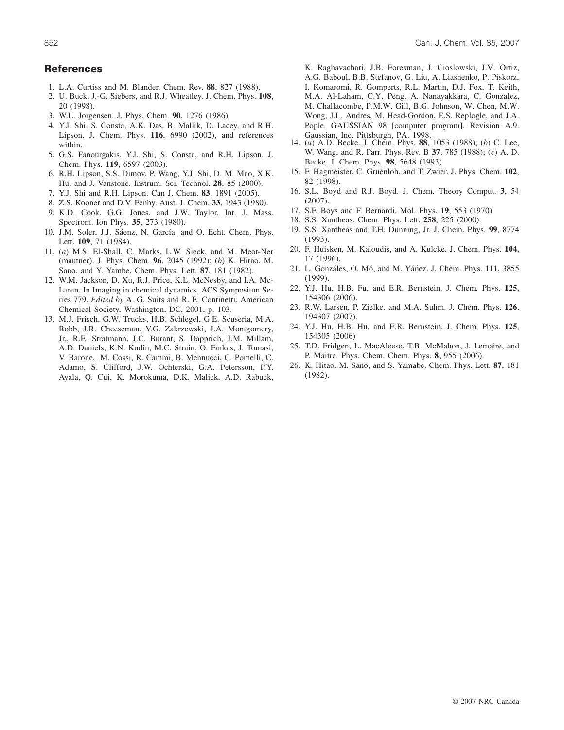## References

1. L.A. Curtiss and M. Blander. Chem. Rev. **88**, 827 (1988).
2. U. Buck, J.-G. Siebers, and R.J. Wheatley. J. Chem. Phys. **108**, 20 (1998).
3. W.L. Jorgensen. J. Phys. Chem. **90**, 1276 (1986).
4. Y.J. Shi, S. Consta, A.K. Das, B. Mallik, D. Lacey, and R.H. Lipson. J. Chem. Phys. **116**, 6990 (2002), and references within.
5. G.S. Fanourgakis, Y.J. Shi, S. Consta, and R.H. Lipson. J. Chem. Phys. **119**, 6597 (2003).
6. R.H. Lipson, S.S. Dimov, P. Wang, Y.J. Shi, D. M. Mao, X.K. Hu, and J. Vanstone. Instrum. Sci. Technol. **28**, 85 (2000).
7. Y.J. Shi and R.H. Lipson. Can J. Chem. **83**, 1891 (2005).
8. Z.S. Kooner and D.V. Fenby. Aust. J. Chem. **33**, 1943 (1980).
9. K.D. Cook, G.G. Jones, and J.W. Taylor. Int. J. Mass. Spectrom. Ion Phys. **35**, 273 (1980).
10. J.M. Soler, J.J. Sáenz, N. García, and O. Echt. Chem. Phys. Lett. **109**, 71 (1984).
11. (*a*) M.S. El-Shall, C. Marks, L.W. Sieck, and M. Meot-Ner (mautner). J. Phys. Chem. **96**, 2045 (1992); (*b*) K. Hirao, M. Sano, and Y. Yambe. Chem. Phys. Lett. **87**, 181 (1982).
12. W.M. Jackson, D. Xu, R.J. Price, K.L. McNesby, and I.A. McLaren. In Imaging in chemical dynamics, ACS Symposium Series 779. *Edited by* A. G. Suits and R. E. Continetti. American Chemical Society, Washington, DC, 2001, p. 103.
13. M.J. Frisch, G.W. Trucks, H.B. Schlegel, G.E. Scuseria, M.A. Robb, J.R. Cheeseman, V.G. Zakrzewski, J.A. Montgomery, Jr., R.E. Stratmann, J.C. Burant, S. Dapprich, J.M. Millam, A.D. Daniels, K.N. Kudin, M.C. Strain, O. Farkas, J. Tomasi, V. Barone, M. Cossi, R. Cammi, B. Mennucci, C. Pomelli, C. Adamo, S. Clifford, J.W. Ochterski, G.A. Petersson, P.Y. Ayala, Q. Cui, K. Morokuma, D.K. Malick, A.D. Rabuck, K. Raghavachari, J.B. Foresman, J. Cioslowski, J.V. Ortiz, A.G. Baboul, B.B. Stefanov, G. Liu, A. Liashenko, P. Piskorz, I. Komaromi, R. Gomperts, R.L. Martin, D.J. Fox, T. Keith, M.A. Al-Laham, C.Y. Peng, A. Nanayakkara, C. Gonzalez, M. Challacombe, P.M.W. Gill, B.G. Johnson, W. Chen, M.W. Wong, J.L. Andres, M. Head-Gordon, E.S. Replogle, and J.A. Pople. GAUSSIAN 98 [computer program]. Revision A.9. Gaussian, Inc. Pittsburgh, PA. 1998.
14. (*a*) A.D. Becke. J. Chem. Phys. **88**, 1053 (1988); (*b*) C. Lee, W. Wang, and R. Parr. Phys. Rev. B **37**, 785 (1988); (*c*) A. D. Becke. J. Chem. Phys. **98**, 5648 (1993).
15. F. Hagmeister, C. Gruenloh, and T. Zwier. J. Phys. Chem. **102**, 82 (1998).
16. S.L. Boyd and R.J. Boyd. J. Chem. Theory Comput. **3**, 54 (2007).
17. S.F. Boys and F. Bernardi. Mol. Phys. **19**, 553 (1970).
18. S.S. Xantheas. Chem. Phys. Lett. **258**, 225 (2000).
19. S.S. Xantheas and T.H. Dunning, Jr. J. Chem. Phys. **99**, 8774 (1993).
20. F. Huisken, M. Kaloudis, and A. Kulcke. J. Chem. Phys. **104**, 17 (1996).
21. L. Gonzáles, O. Mó, and M. Yáñez. J. Chem. Phys. **111**, 3855 (1999).
22. Y.J. Hu, H.B. Fu, and E.R. Bernstein. J. Chem. Phys. **125**, 154306 (2006).
23. R.W. Larsen, P. Zielke, and M.A. Suhm. J. Chem. Phys. **126**, 194307 (2007).
24. Y.J. Hu, H.B. Hu, and E.R. Bernstein. J. Chem. Phys. **125**, 154305 (2006)
25. T.D. Fridgen, L. MacAleese, T.B. McMahon, J. Lemaire, and P. Maitre. Phys. Chem. Chem. Phys. **8**, 955 (2006).
26. K. Hitao, M. Sano, and S. Yamabe. Chem. Phys. Lett. **87**, 181 (1982).